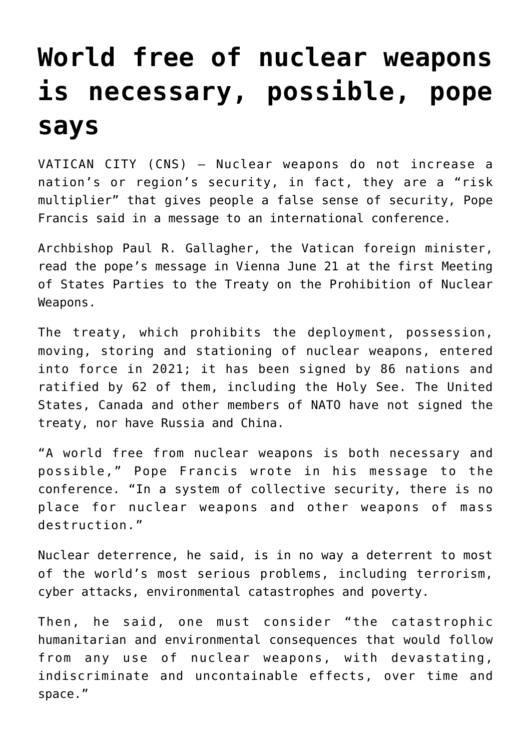# World free of nuclear weapons is necessary, possible, pope says

VATICAN CITY (CNS) — Nuclear weapons do not increase a nation's or region's security, in fact, they are a "risk multiplier" that gives people a false sense of security, Pope Francis said in a message to an international conference.

Archbishop Paul R. Gallagher, the Vatican foreign minister, read the pope's message in Vienna June 21 at the first Meeting of States Parties to the Treaty on the Prohibition of Nuclear Weapons.

The treaty, which prohibits the deployment, possession, moving, storing and stationing of nuclear weapons, entered into force in 2021; it has been signed by 86 nations and ratified by 62 of them, including the Holy See. The United States, Canada and other members of NATO have not signed the treaty, nor have Russia and China.

"A world free from nuclear weapons is both necessary and possible," Pope Francis wrote in his message to the conference. "In a system of collective security, there is no place for nuclear weapons and other weapons of mass destruction."

Nuclear deterrence, he said, is in no way a deterrent to most of the world's most serious problems, including terrorism, cyber attacks, environmental catastrophes and poverty.

Then, he said, one must consider "the catastrophic humanitarian and environmental consequences that would follow from any use of nuclear weapons, with devastating, indiscriminate and uncontainable effects, over time and space."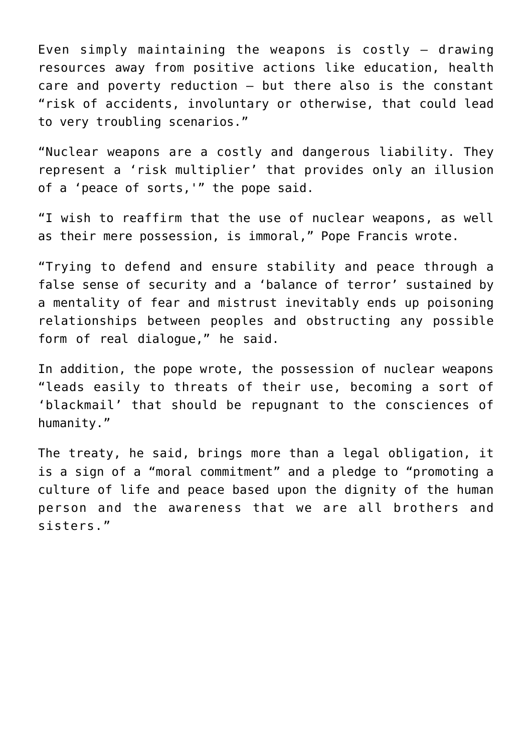Even simply maintaining the weapons is costly — drawing resources away from positive actions like education, health care and poverty reduction — but there also is the constant "risk of accidents, involuntary or otherwise, that could lead to very troubling scenarios."

"Nuclear weapons are a costly and dangerous liability. They represent a 'risk multiplier' that provides only an illusion of a 'peace of sorts,'" the pope said.

"I wish to reaffirm that the use of nuclear weapons, as well as their mere possession, is immoral," Pope Francis wrote.

"Trying to defend and ensure stability and peace through a false sense of security and a 'balance of terror' sustained by a mentality of fear and mistrust inevitably ends up poisoning relationships between peoples and obstructing any possible form of real dialogue," he said.

In addition, the pope wrote, the possession of nuclear weapons "leads easily to threats of their use, becoming a sort of 'blackmail' that should be repugnant to the consciences of humanity."

The treaty, he said, brings more than a legal obligation, it is a sign of a "moral commitment" and a pledge to "promoting a culture of life and peace based upon the dignity of the human person and the awareness that we are all brothers and sisters."